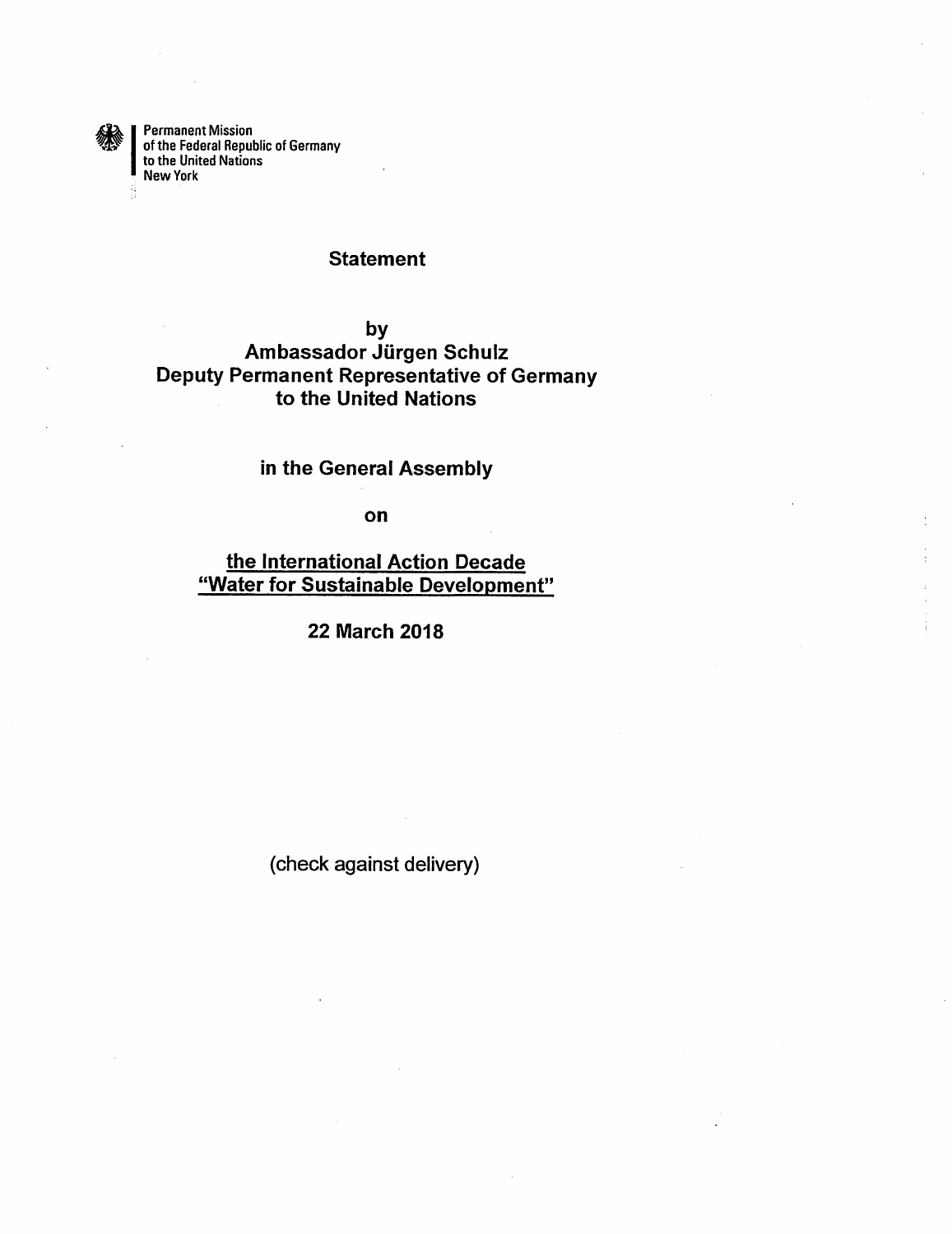Permanent Mission
of the Federal Republic of Germany
to the United Nations
New York

**Statement**

**by**
**Ambassador Jürgen Schulz**
**Deputy Permanent Representative of Germany**
**to the United Nations**

**in the General Assembly**

**on**

**the International Action Decade**
**"Water for Sustainable Development"**

**22 March 2018**

(check against delivery)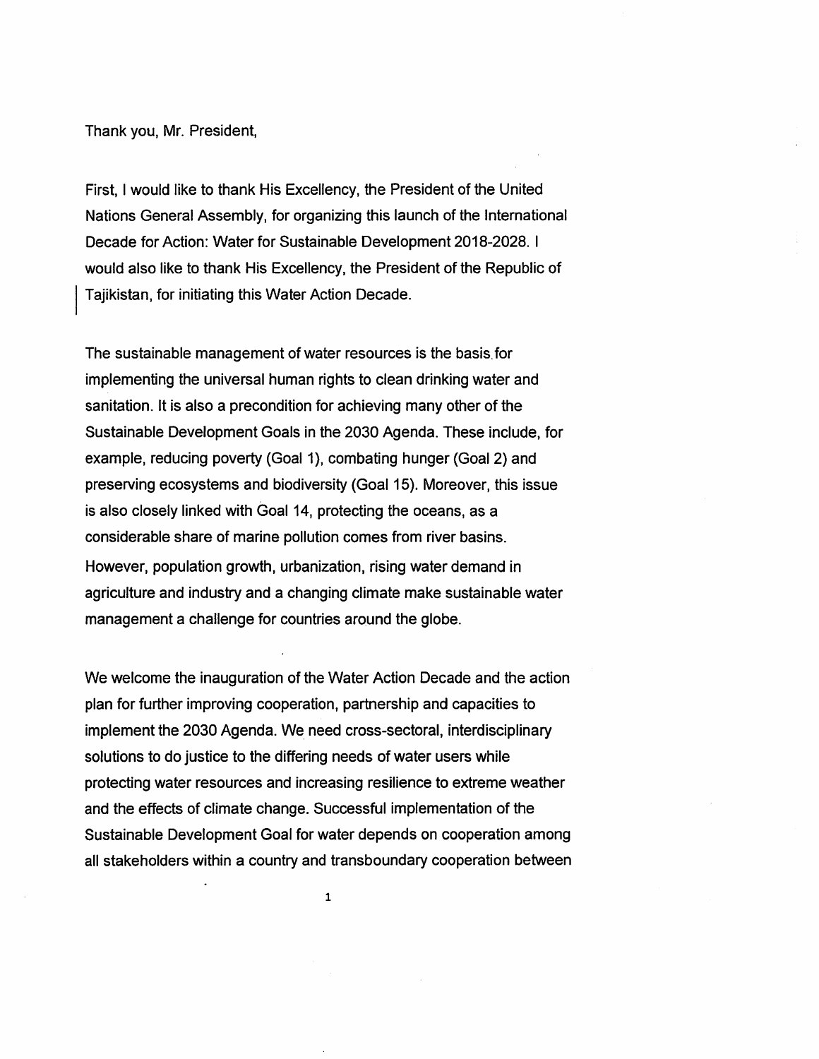Thank you, Mr. President,

First, I would like to thank His Excellency, the President of the United Nations General Assembly, for organizing this launch of the International Decade for Action: Water for Sustainable Development 2018-2028. I would also like to thank His Excellency, the President of the Republic of Tajikistan, for initiating this Water Action Decade.

The sustainable management of water resources is the basis for implementing the universal human rights to clean drinking water and sanitation. It is also a precondition for achieving many other of the Sustainable Development Goals in the 2030 Agenda. These include, for example, reducing poverty (Goal 1), combating hunger (Goal 2) and preserving ecosystems and biodiversity (Goal 15). Moreover, this issue is also closely linked with Goal 14, protecting the oceans, as a considerable share of marine pollution comes from river basins. However, population growth, urbanization, rising water demand in agriculture and industry and a changing climate make sustainable water management a challenge for countries around the globe.

We welcome the inauguration of the Water Action Decade and the action plan for further improving cooperation, partnership and capacities to implement the 2030 Agenda. We need cross-sectoral, interdisciplinary solutions to do justice to the differing needs of water users while protecting water resources and increasing resilience to extreme weather and the effects of climate change. Successful implementation of the Sustainable Development Goal for water depends on cooperation among all stakeholders within a country and transboundary cooperation between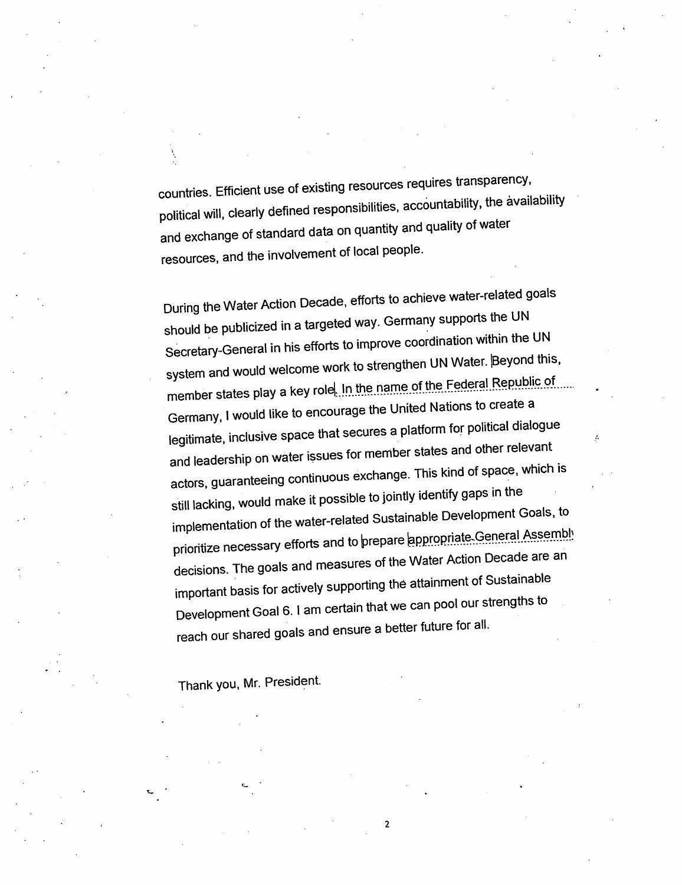countries. Efficient use of existing resources requires transparency, political will, clearly defined responsibilities, accountability, the availability and exchange of standard data on quantity and quality of water resources, and the involvement of local people.

During the Water Action Decade, efforts to achieve water-related goals should be publicized in a targeted way. Germany supports the UN Secretary-General in his efforts to improve coordination within the UN system and would welcome work to strengthen UN Water. Beyond this, member states play a key role. In the name of the Federal Republic of Germany, I would like to encourage the United Nations to create a legitimate, inclusive space that secures a platform for political dialogue and leadership on water issues for member states and other relevant actors, guaranteeing continuous exchange. This kind of space, which is still lacking, would make it possible to jointly identify gaps in the implementation of the water-related Sustainable Development Goals, to prioritize necessary efforts and to prepare appropriate General Assembly decisions. The goals and measures of the Water Action Decade are an important basis for actively supporting the attainment of Sustainable Development Goal 6. I am certain that we can pool our strengths to reach our shared goals and ensure a better future for all.

Thank you, Mr. President.